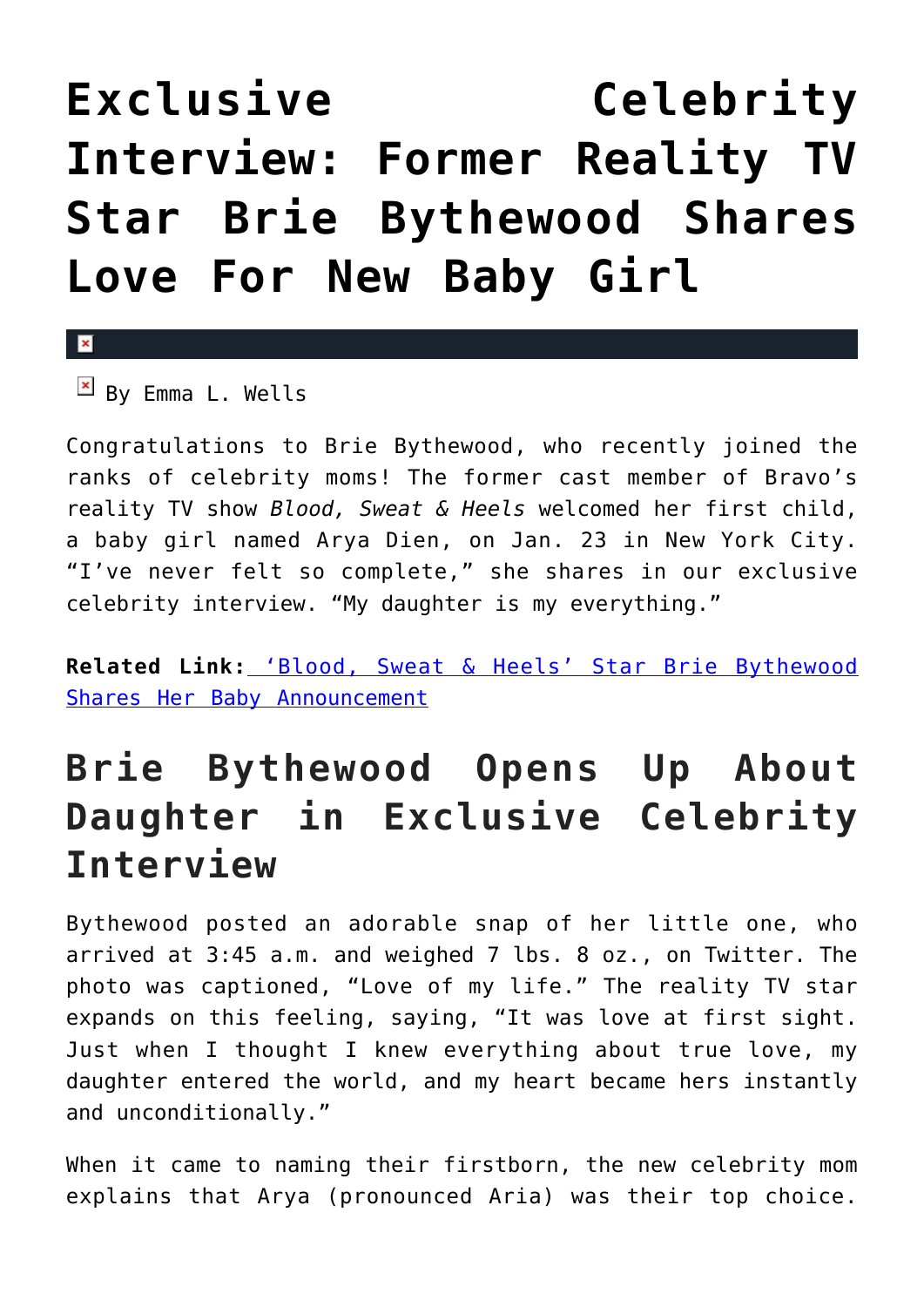# Exclusive Celebrity Interview: Former Reality TV Star Brie Bythewood Shares Love For New Baby Girl

By Emma L. Wells

Congratulations to Brie Bythewood, who recently joined the ranks of celebrity moms! The former cast member of Bravo's reality TV show *Blood, Sweat & Heels* welcomed her first child, a baby girl named Arya Dien, on Jan. 23 in New York City. "I've never felt so complete," she shares in our exclusive celebrity interview. "My daughter is my everything."

**Related Link:** ['Blood, Sweat & Heels' Star Brie Bythewood Shares Her Baby Announcement]()

## Brie Bythewood Opens Up About Daughter in Exclusive Celebrity Interview

Bythewood posted an adorable snap of her little one, who arrived at 3:45 a.m. and weighed 7 lbs. 8 oz., on Twitter. The photo was captioned, "Love of my life." The reality TV star expands on this feeling, saying, "It was love at first sight. Just when I thought I knew everything about true love, my daughter entered the world, and my heart became hers instantly and unconditionally."

When it came to naming their firstborn, the new celebrity mom explains that Arya (pronounced Aria) was their top choice.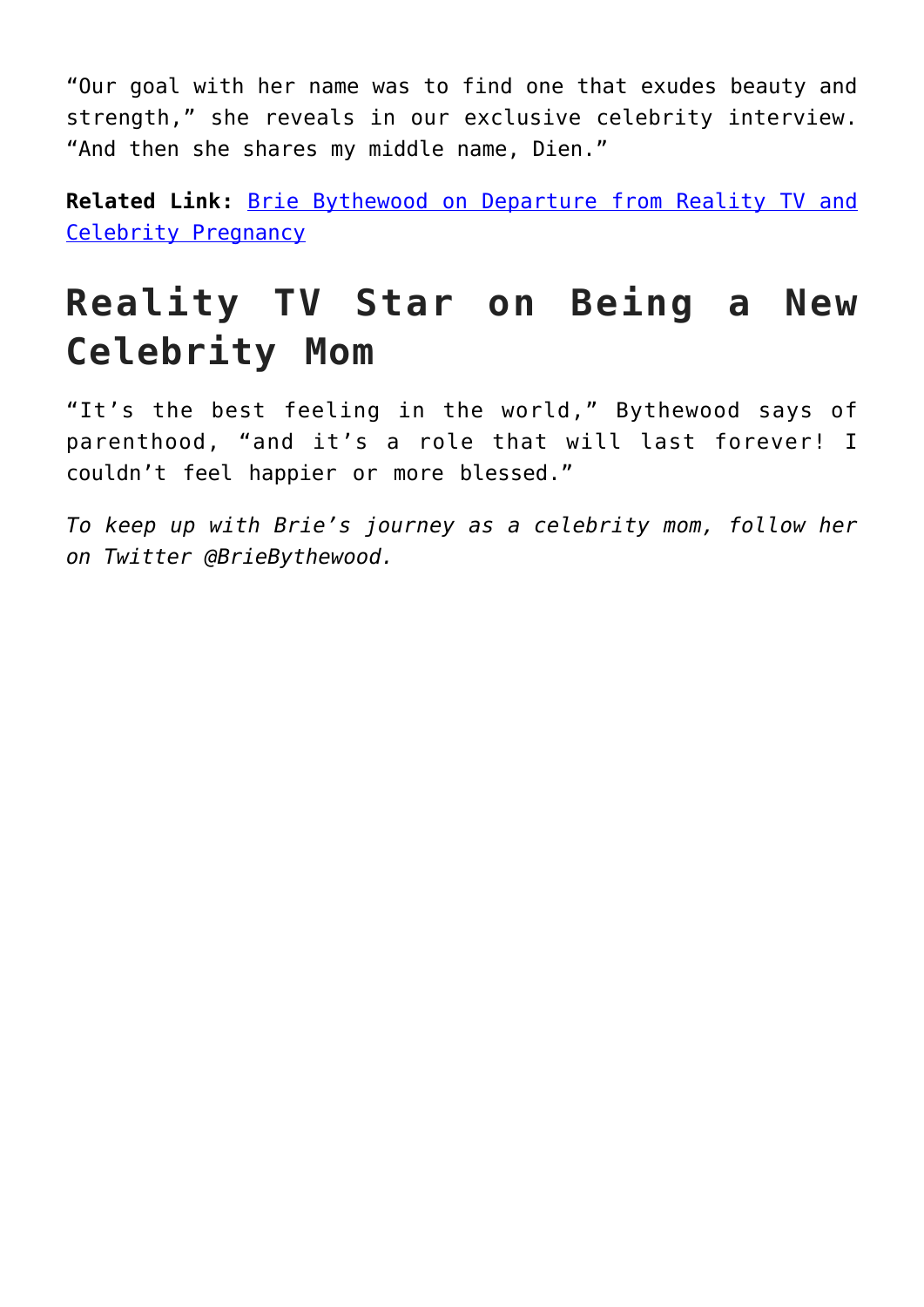"Our goal with her name was to find one that exudes beauty and strength," she reveals in our exclusive celebrity interview. "And then she shares my middle name, Dien."

**Related Link:** Brie Bythewood on Departure from Reality TV and Celebrity Pregnancy

## Reality TV Star on Being a New Celebrity Mom

"It's the best feeling in the world," Bythewood says of parenthood, "and it's a role that will last forever! I couldn't feel happier or more blessed."

*To keep up with Brie's journey as a celebrity mom, follow her on Twitter @BrieBythewood.*